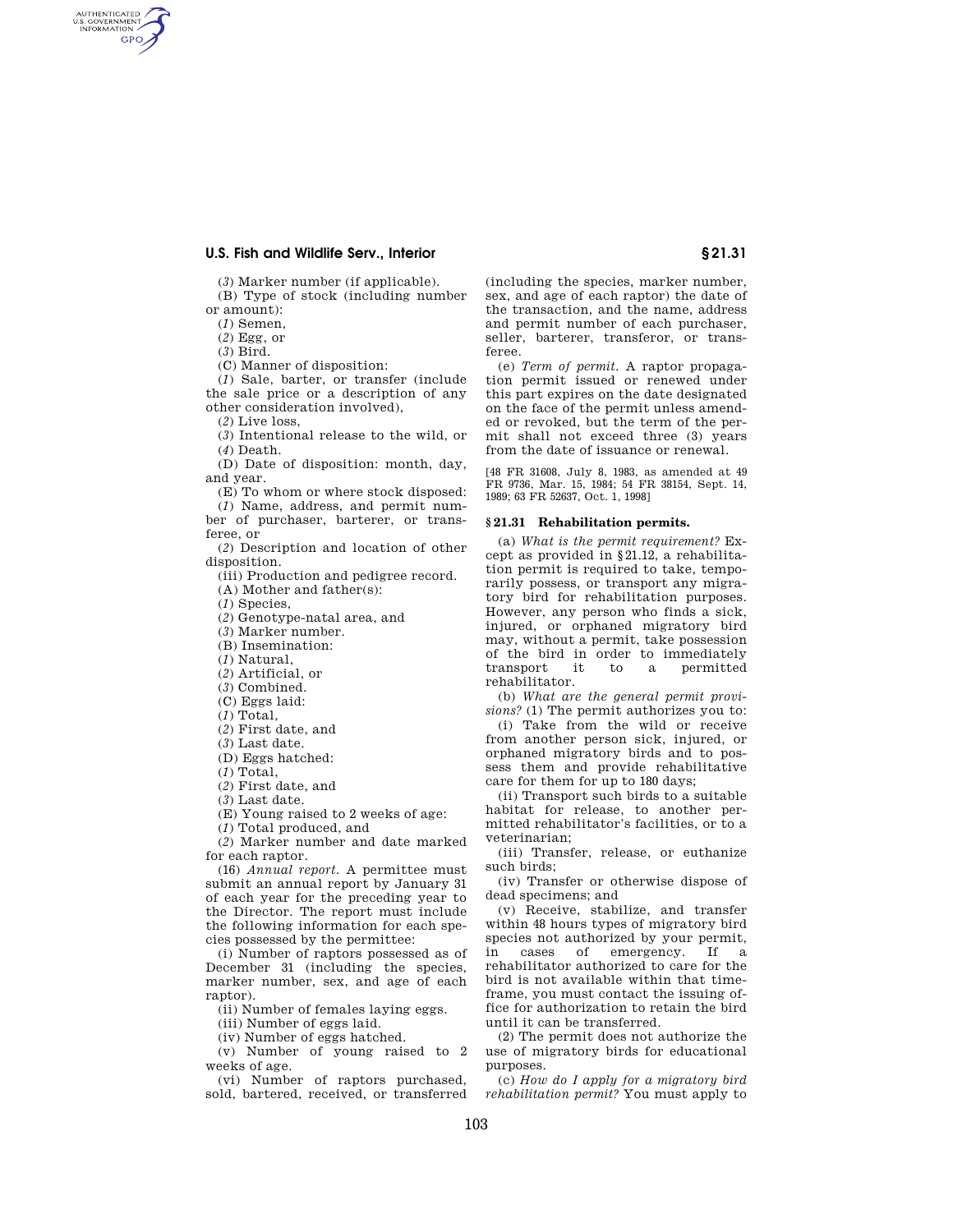(*3*) Marker number (if applicable).

(B) Type of stock (including number or amount):

(*1*) Semen,

(*2*) Egg, or

(*3*) Bird.

(C) Manner of disposition:

(*1*) Sale, barter, or transfer (include the sale price or a description of any other consideration involved),

(*2*) Live loss,

(*3*) Intentional release to the wild, or

(*4*) Death.

(D) Date of disposition: month, day, and year.

(E) To whom or where stock disposed:

(*1*) Name, address, and permit number of purchaser, barterer, or transferee, or

(*2*) Description and location of other disposition.

(iii) Production and pedigree record.

(A) Mother and father(s):

(*1*) Species,

(*2*) Genotype-natal area, and

(*3*) Marker number.

(B) Insemination:

(*1*) Natural,

(*2*) Artificial, or

(*3*) Combined.

(C) Eggs laid:

(*1*) Total,

(*2*) First date, and

(*3*) Last date.

(D) Eggs hatched:

(*1*) Total,

(*2*) First date, and

(*3*) Last date.

(E) Young raised to 2 weeks of age:

(*1*) Total produced, and

(*2*) Marker number and date marked for each raptor.

(16) *Annual report.* A permittee must submit an annual report by January 31 of each year for the preceding year to the Director. The report must include the following information for each species possessed by the permittee:

(i) Number of raptors possessed as of December 31 (including the species, marker number, sex, and age of each raptor).

(ii) Number of females laying eggs.

(iii) Number of eggs laid.

(iv) Number of eggs hatched.

(v) Number of young raised to 2 weeks of age.

(vi) Number of raptors purchased, sold, bartered, received, or transferred (including the species, marker number, sex, and age of each raptor) the date of the transaction, and the name, address and permit number of each purchaser, seller, barterer, transferor, or transferee.

(e) *Term of permit.* A raptor propagation permit issued or renewed under this part expires on the date designated on the face of the permit unless amended or revoked, but the term of the permit shall not exceed three (3) years from the date of issuance or renewal.

[48 FR 31608, July 8, 1983, as amended at 49 FR 9736, Mar. 15, 1984; 54 FR 38154, Sept. 14, 1989; 63 FR 52637, Oct. 1, 1998]

## § 21.31 Rehabilitation permits.

(a) *What is the permit requirement?* Except as provided in § 21.12, a rehabilitation permit is required to take, temporarily possess, or transport any migratory bird for rehabilitation purposes. However, any person who finds a sick, injured, or orphaned migratory bird may, without a permit, take possession of the bird in order to immediately transport it to a permitted rehabilitator.

(b) *What are the general permit provisions?* (1) The permit authorizes you to:

(i) Take from the wild or receive from another person sick, injured, or orphaned migratory birds and to possess them and provide rehabilitative care for them for up to 180 days;

(ii) Transport such birds to a suitable habitat for release, to another permitted rehabilitator's facilities, or to a veterinarian;

(iii) Transfer, release, or euthanize such birds;

(iv) Transfer or otherwise dispose of dead specimens; and

(v) Receive, stabilize, and transfer within 48 hours types of migratory bird species not authorized by your permit, in cases of emergency. If a rehabilitator authorized to care for the bird is not available within that timeframe, you must contact the issuing office for authorization to retain the bird until it can be transferred.

(2) The permit does not authorize the use of migratory birds for educational purposes.

(c) *How do I apply for a migratory bird rehabilitation permit?* You must apply to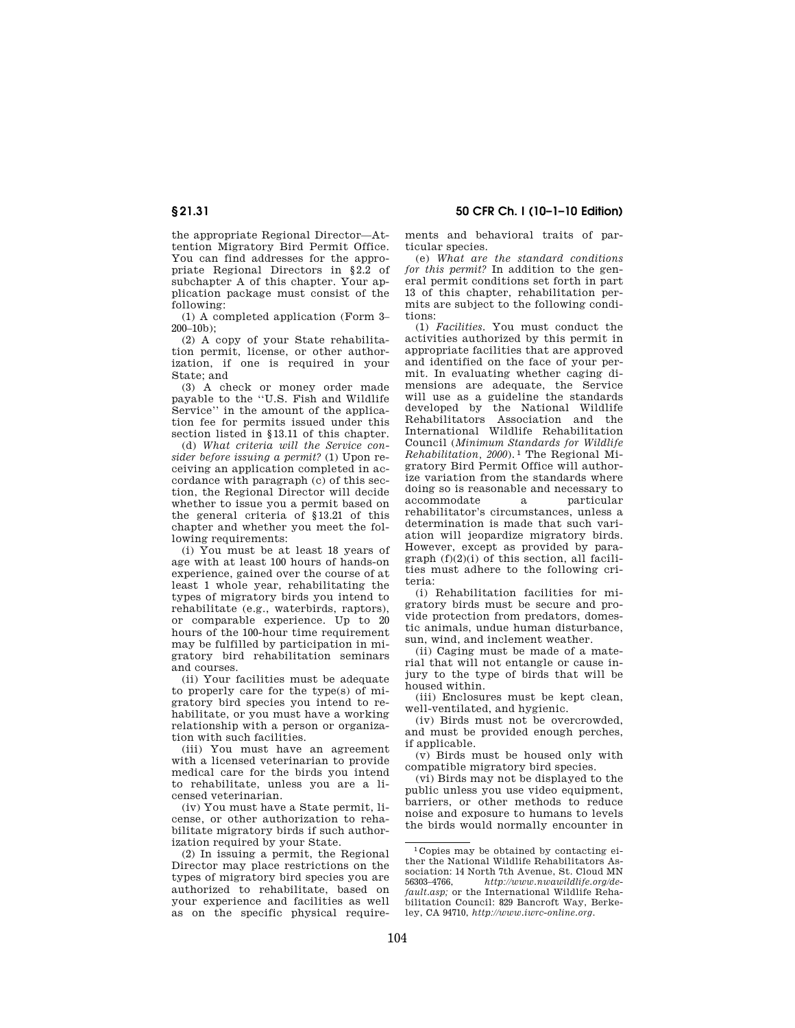the appropriate Regional Director—Attention Migratory Bird Permit Office. You can find addresses for the appropriate Regional Directors in §2.2 of subchapter A of this chapter. Your application package must consist of the following:

(1) A completed application (Form 3–200–10b);

(2) A copy of your State rehabilitation permit, license, or other authorization, if one is required in your State; and

(3) A check or money order made payable to the ''U.S. Fish and Wildlife Service'' in the amount of the application fee for permits issued under this section listed in §13.11 of this chapter.

(d) *What criteria will the Service consider before issuing a permit?* (1) Upon receiving an application completed in accordance with paragraph (c) of this section, the Regional Director will decide whether to issue you a permit based on the general criteria of §13.21 of this chapter and whether you meet the following requirements:

(i) You must be at least 18 years of age with at least 100 hours of hands-on experience, gained over the course of at least 1 whole year, rehabilitating the types of migratory birds you intend to rehabilitate (e.g., waterbirds, raptors), or comparable experience. Up to 20 hours of the 100-hour time requirement may be fulfilled by participation in migratory bird rehabilitation seminars and courses.

(ii) Your facilities must be adequate to properly care for the type(s) of migratory bird species you intend to rehabilitate, or you must have a working relationship with a person or organization with such facilities.

(iii) You must have an agreement with a licensed veterinarian to provide medical care for the birds you intend to rehabilitate, unless you are a licensed veterinarian.

(iv) You must have a State permit, license, or other authorization to rehabilitate migratory birds if such authorization required by your State.

(2) In issuing a permit, the Regional Director may place restrictions on the types of migratory bird species you are authorized to rehabilitate, based on your experience and facilities as well as on the specific physical requirements and behavioral traits of particular species.

(e) *What are the standard conditions for this permit?* In addition to the general permit conditions set forth in part 13 of this chapter, rehabilitation permits are subject to the following conditions:

(1) *Facilities.* You must conduct the activities authorized by this permit in appropriate facilities that are approved and identified on the face of your permit. In evaluating whether caging dimensions are adequate, the Service will use as a guideline the standards developed by the National Wildlife Rehabilitators Association and the International Wildlife Rehabilitation Council (*Minimum Standards for Wildlife Rehabilitation, 2000*).[1] The Regional Migratory Bird Permit Office will authorize variation from the standards where doing so is reasonable and necessary to accommodate a particular rehabilitator's circumstances, unless a determination is made that such variation will jeopardize migratory birds. However, except as provided by paragraph (f)(2)(i) of this section, all facilities must adhere to the following criteria:

(i) Rehabilitation facilities for migratory birds must be secure and provide protection from predators, domestic animals, undue human disturbance, sun, wind, and inclement weather.

(ii) Caging must be made of a material that will not entangle or cause injury to the type of birds that will be housed within.

(iii) Enclosures must be kept clean, well-ventilated, and hygienic.

(iv) Birds must not be overcrowded, and must be provided enough perches, if applicable.

(v) Birds must be housed only with compatible migratory bird species.

(vi) Birds may not be displayed to the public unless you use video equipment, barriers, or other methods to reduce noise and exposure to humans to levels the birds would normally encounter in

---

[1] Copies may be obtained by contacting either the National Wildlife Rehabilitators Association: 14 North 7th Avenue, St. Cloud MN 56303–4766, *http://www.nwawildlife.org/default.asp;* or the International Wildlife Rehabilitation Council: 829 Bancroft Way, Berkeley, CA 94710, *http://www.iwrc-online.org.*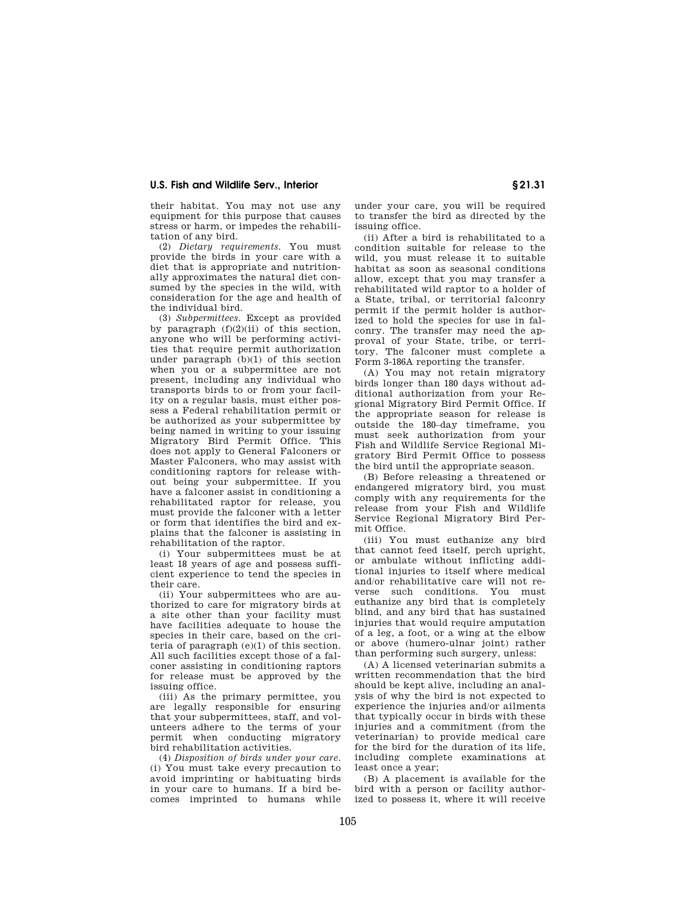their habitat. You may not use any equipment for this purpose that causes stress or harm, or impedes the rehabilitation of any bird.

(2) *Dietary requirements.* You must provide the birds in your care with a diet that is appropriate and nutritionally approximates the natural diet consumed by the species in the wild, with consideration for the age and health of the individual bird.

(3) *Subpermittees.* Except as provided by paragraph (f)(2)(ii) of this section, anyone who will be performing activities that require permit authorization under paragraph (b)(1) of this section when you or a subpermittee are not present, including any individual who transports birds to or from your facility on a regular basis, must either possess a Federal rehabilitation permit or be authorized as your subpermittee by being named in writing to your issuing Migratory Bird Permit Office. This does not apply to General Falconers or Master Falconers, who may assist with conditioning raptors for release without being your subpermittee. If you have a falconer assist in conditioning a rehabilitated raptor for release, you must provide the falconer with a letter or form that identifies the bird and explains that the falconer is assisting in rehabilitation of the raptor.

(i) Your subpermittees must be at least 18 years of age and possess sufficient experience to tend the species in their care.

(ii) Your subpermittees who are authorized to care for migratory birds at a site other than your facility must have facilities adequate to house the species in their care, based on the criteria of paragraph (e)(1) of this section. All such facilities except those of a falconer assisting in conditioning raptors for release must be approved by the issuing office.

(iii) As the primary permittee, you are legally responsible for ensuring that your subpermittees, staff, and volunteers adhere to the terms of your permit when conducting migratory bird rehabilitation activities.

(4) *Disposition of birds under your care.* (i) You must take every precaution to avoid imprinting or habituating birds in your care to humans. If a bird becomes imprinted to humans while under your care, you will be required to transfer the bird as directed by the issuing office.

(ii) After a bird is rehabilitated to a condition suitable for release to the wild, you must release it to suitable habitat as soon as seasonal conditions allow, except that you may transfer a rehabilitated wild raptor to a holder of a State, tribal, or territorial falconry permit if the permit holder is authorized to hold the species for use in falconry. The transfer may need the approval of your State, tribe, or territory. The falconer must complete a Form 3-186A reporting the transfer.

(A) You may not retain migratory birds longer than 180 days without additional authorization from your Regional Migratory Bird Permit Office. If the appropriate season for release is outside the 180–day timeframe, you must seek authorization from your Fish and Wildlife Service Regional Migratory Bird Permit Office to possess the bird until the appropriate season.

(B) Before releasing a threatened or endangered migratory bird, you must comply with any requirements for the release from your Fish and Wildlife Service Regional Migratory Bird Permit Office.

(iii) You must euthanize any bird that cannot feed itself, perch upright, or ambulate without inflicting additional injuries to itself where medical and/or rehabilitative care will not reverse such conditions. You must euthanize any bird that is completely blind, and any bird that has sustained injuries that would require amputation of a leg, a foot, or a wing at the elbow or above (humero-ulnar joint) rather than performing such surgery, unless:

(A) A licensed veterinarian submits a written recommendation that the bird should be kept alive, including an analysis of why the bird is not expected to experience the injuries and/or ailments that typically occur in birds with these injuries and a commitment (from the veterinarian) to provide medical care for the bird for the duration of its life, including complete examinations at least once a year;

(B) A placement is available for the bird with a person or facility authorized to possess it, where it will receive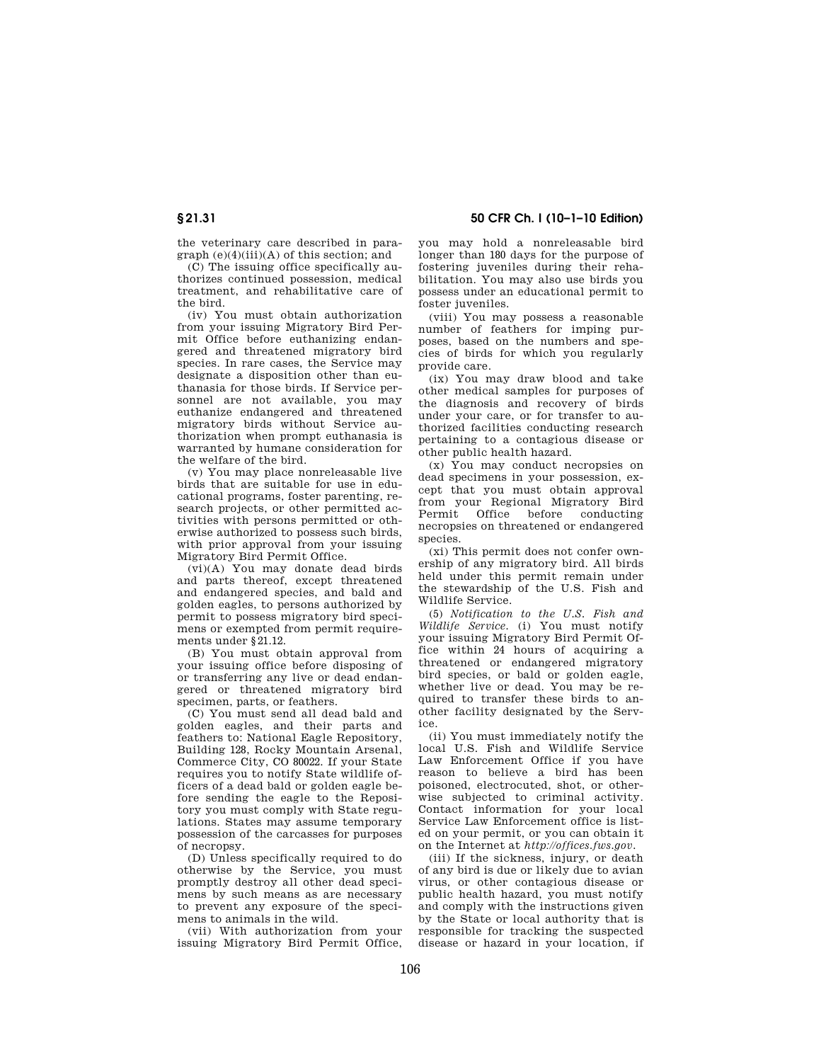the veterinary care described in paragraph (e)(4)(iii)(A) of this section; and

(C) The issuing office specifically authorizes continued possession, medical treatment, and rehabilitative care of the bird.

(iv) You must obtain authorization from your issuing Migratory Bird Permit Office before euthanizing endangered and threatened migratory bird species. In rare cases, the Service may designate a disposition other than euthanasia for those birds. If Service personnel are not available, you may euthanize endangered and threatened migratory birds without Service authorization when prompt euthanasia is warranted by humane consideration for the welfare of the bird.

(v) You may place nonreleasable live birds that are suitable for use in educational programs, foster parenting, research projects, or other permitted activities with persons permitted or otherwise authorized to possess such birds, with prior approval from your issuing Migratory Bird Permit Office.

(vi)(A) You may donate dead birds and parts thereof, except threatened and endangered species, and bald and golden eagles, to persons authorized by permit to possess migratory bird specimens or exempted from permit requirements under §21.12.

(B) You must obtain approval from your issuing office before disposing of or transferring any live or dead endangered or threatened migratory bird specimen, parts, or feathers.

(C) You must send all dead bald and golden eagles, and their parts and feathers to: National Eagle Repository, Building 128, Rocky Mountain Arsenal, Commerce City, CO 80022. If your State requires you to notify State wildlife officers of a dead bald or golden eagle before sending the eagle to the Repository you must comply with State regulations. States may assume temporary possession of the carcasses for purposes of necropsy.

(D) Unless specifically required to do otherwise by the Service, you must promptly destroy all other dead specimens by such means as are necessary to prevent any exposure of the specimens to animals in the wild.

(vii) With authorization from your issuing Migratory Bird Permit Office, you may hold a nonreleasable bird longer than 180 days for the purpose of fostering juveniles during their rehabilitation. You may also use birds you possess under an educational permit to foster juveniles.

(viii) You may possess a reasonable number of feathers for imping purposes, based on the numbers and species of birds for which you regularly provide care.

(ix) You may draw blood and take other medical samples for purposes of the diagnosis and recovery of birds under your care, or for transfer to authorized facilities conducting research pertaining to a contagious disease or other public health hazard.

(x) You may conduct necropsies on dead specimens in your possession, except that you must obtain approval from your Regional Migratory Bird Permit Office before conducting necropsies on threatened or endangered species.

(xi) This permit does not confer ownership of any migratory bird. All birds held under this permit remain under the stewardship of the U.S. Fish and Wildlife Service.

(5) *Notification to the U.S. Fish and Wildlife Service.* (i) You must notify your issuing Migratory Bird Permit Office within 24 hours of acquiring a threatened or endangered migratory bird species, or bald or golden eagle, whether live or dead. You may be required to transfer these birds to another facility designated by the Service.

(ii) You must immediately notify the local U.S. Fish and Wildlife Service Law Enforcement Office if you have reason to believe a bird has been poisoned, electrocuted, shot, or otherwise subjected to criminal activity. Contact information for your local Service Law Enforcement office is listed on your permit, or you can obtain it on the Internet at *http://offices.fws.gov*.

(iii) If the sickness, injury, or death of any bird is due or likely due to avian virus, or other contagious disease or public health hazard, you must notify and comply with the instructions given by the State or local authority that is responsible for tracking the suspected disease or hazard in your location, if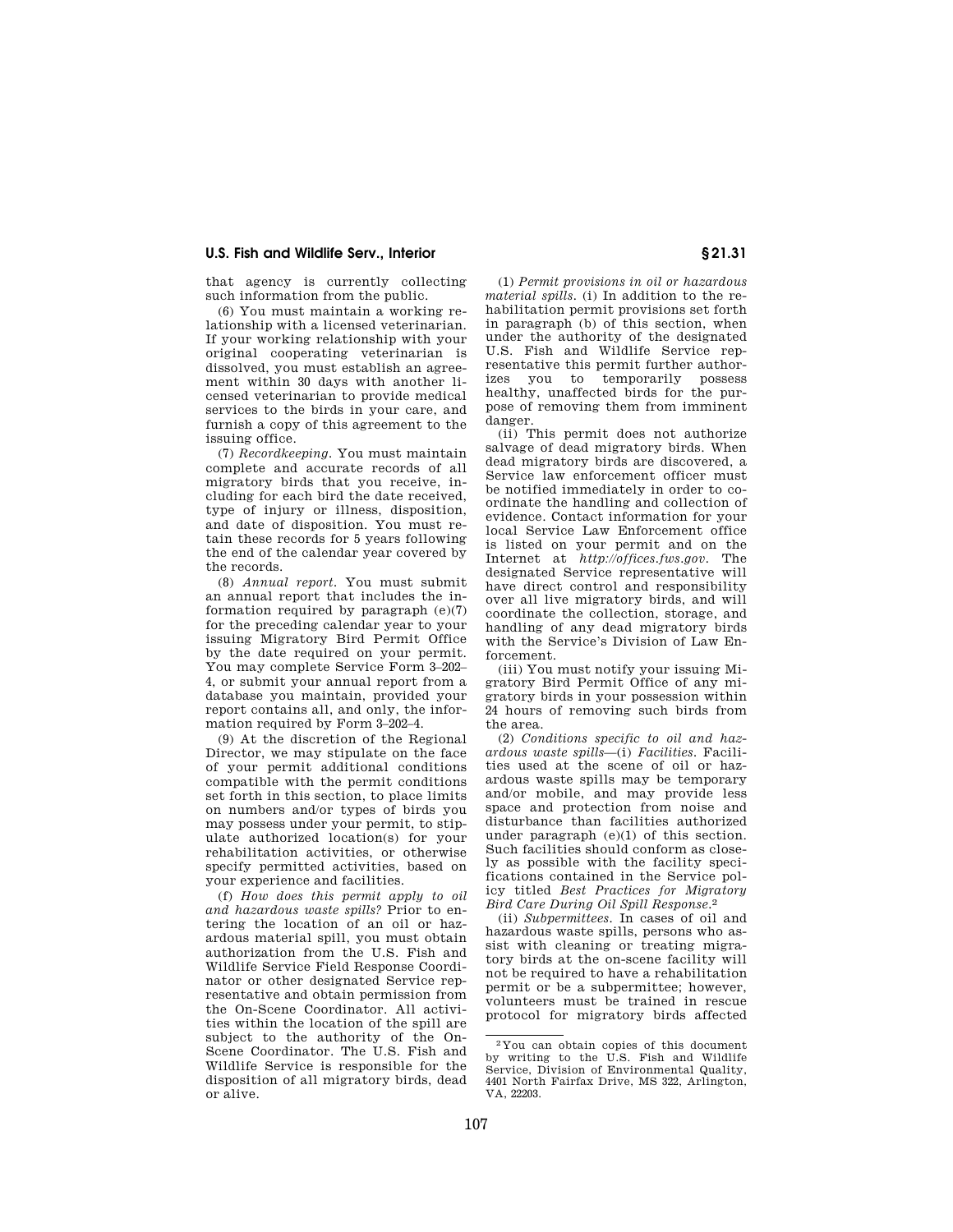that agency is currently collecting such information from the public.

(6) You must maintain a working relationship with a licensed veterinarian. If your working relationship with your original cooperating veterinarian is dissolved, you must establish an agreement within 30 days with another licensed veterinarian to provide medical services to the birds in your care, and furnish a copy of this agreement to the issuing office.

(7) *Recordkeeping.* You must maintain complete and accurate records of all migratory birds that you receive, including for each bird the date received, type of injury or illness, disposition, and date of disposition. You must retain these records for 5 years following the end of the calendar year covered by the records.

(8) *Annual report.* You must submit an annual report that includes the information required by paragraph (e)(7) for the preceding calendar year to your issuing Migratory Bird Permit Office by the date required on your permit. You may complete Service Form 3–202–4, or submit your annual report from a database you maintain, provided your report contains all, and only, the information required by Form 3–202–4.

(9) At the discretion of the Regional Director, we may stipulate on the face of your permit additional conditions compatible with the permit conditions set forth in this section, to place limits on numbers and/or types of birds you may possess under your permit, to stipulate authorized location(s) for your rehabilitation activities, or otherwise specify permitted activities, based on your experience and facilities.

(f) *How does this permit apply to oil and hazardous waste spills?* Prior to entering the location of an oil or hazardous material spill, you must obtain authorization from the U.S. Fish and Wildlife Service Field Response Coordinator or other designated Service representative and obtain permission from the On-Scene Coordinator. All activities within the location of the spill are subject to the authority of the On-Scene Coordinator. The U.S. Fish and Wildlife Service is responsible for the disposition of all migratory birds, dead or alive.

(1) *Permit provisions in oil or hazardous material spills.* (i) In addition to the rehabilitation permit provisions set forth in paragraph (b) of this section, when under the authority of the designated U.S. Fish and Wildlife Service representative this permit further authorizes you to temporarily possess healthy, unaffected birds for the purpose of removing them from imminent danger.

(ii) This permit does not authorize salvage of dead migratory birds. When dead migratory birds are discovered, a Service law enforcement officer must be notified immediately in order to coordinate the handling and collection of evidence. Contact information for your local Service Law Enforcement office is listed on your permit and on the Internet at *http://offices.fws.gov*. The designated Service representative will have direct control and responsibility over all live migratory birds, and will coordinate the collection, storage, and handling of any dead migratory birds with the Service's Division of Law Enforcement.

(iii) You must notify your issuing Migratory Bird Permit Office of any migratory birds in your possession within 24 hours of removing such birds from the area.

(2) *Conditions specific to oil and hazardous waste spills*—(i) *Facilities.* Facilities used at the scene of oil or hazardous waste spills may be temporary and/or mobile, and may provide less space and protection from noise and disturbance than facilities authorized under paragraph (e)(1) of this section. Such facilities should conform as closely as possible with the facility specifications contained in the Service policy titled *Best Practices for Migratory Bird Care During Oil Spill Response*.[2]

(ii) *Subpermittees.* In cases of oil and hazardous waste spills, persons who assist with cleaning or treating migratory birds at the on-scene facility will not be required to have a rehabilitation permit or be a subpermittee; however, volunteers must be trained in rescue protocol for migratory birds affected

---

[2] You can obtain copies of this document by writing to the U.S. Fish and Wildlife Service, Division of Environmental Quality, 4401 North Fairfax Drive, MS 322, Arlington, VA, 22203.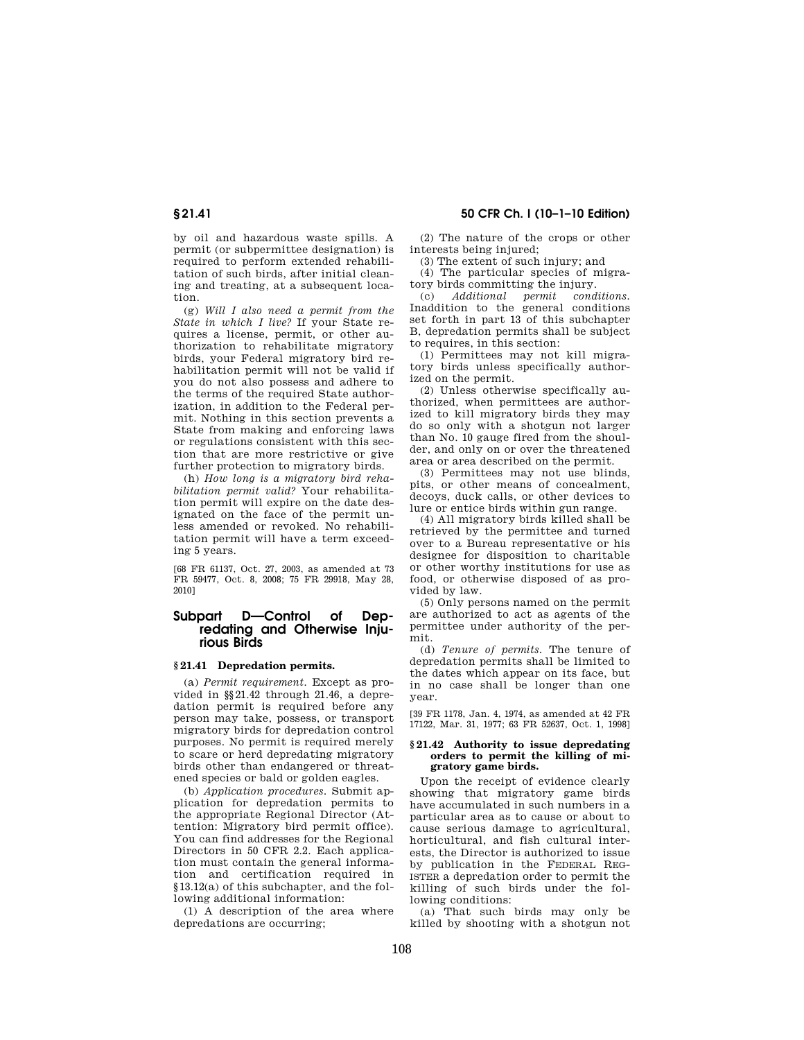by oil and hazardous waste spills. A permit (or subpermittee designation) is required to perform extended rehabilitation of such birds, after initial cleaning and treating, at a subsequent location.

(g) *Will I also need a permit from the State in which I live?* If your State requires a license, permit, or other authorization to rehabilitate migratory birds, your Federal migratory bird rehabilitation permit will not be valid if you do not also possess and adhere to the terms of the required State authorization, in addition to the Federal permit. Nothing in this section prevents a State from making and enforcing laws or regulations consistent with this section that are more restrictive or give further protection to migratory birds.

(h) *How long is a migratory bird rehabilitation permit valid?* Your rehabilitation permit will expire on the date designated on the face of the permit unless amended or revoked. No rehabilitation permit will have a term exceeding 5 years.

[68 FR 61137, Oct. 27, 2003, as amended at 73 FR 59477, Oct. 8, 2008; 75 FR 29918, May 28, 2010]

## Subpart D—Control of Depredating and Otherwise Injurious Birds

### § 21.41 Depredation permits.

(a) *Permit requirement.* Except as provided in §§ 21.42 through 21.46, a depredation permit is required before any person may take, possess, or transport migratory birds for depredation control purposes. No permit is required merely to scare or herd depredating migratory birds other than endangered or threatened species or bald or golden eagles.

(b) *Application procedures.* Submit application for depredation permits to the appropriate Regional Director (Attention: Migratory bird permit office). You can find addresses for the Regional Directors in 50 CFR 2.2. Each application must contain the general information and certification required in § 13.12(a) of this subchapter, and the following additional information:

(1) A description of the area where depredations are occurring;

(2) The nature of the crops or other interests being injured;

(3) The extent of such injury; and

(4) The particular species of migratory birds committing the injury.

(c) *Additional permit conditions.* Inaddition to the general conditions set forth in part 13 of this subchapter B, depredation permits shall be subject to requires, in this section:

(1) Permittees may not kill migratory birds unless specifically authorized on the permit.

(2) Unless otherwise specifically authorized, when permittees are authorized to kill migratory birds they may do so only with a shotgun not larger than No. 10 gauge fired from the shoulder, and only on or over the threatened area or area described on the permit.

(3) Permittees may not use blinds, pits, or other means of concealment, decoys, duck calls, or other devices to lure or entice birds within gun range.

(4) All migratory birds killed shall be retrieved by the permittee and turned over to a Bureau representative or his designee for disposition to charitable or other worthy institutions for use as food, or otherwise disposed of as provided by law.

(5) Only persons named on the permit are authorized to act as agents of the permittee under authority of the permit.

(d) *Tenure of permits.* The tenure of depredation permits shall be limited to the dates which appear on its face, but in no case shall be longer than one year.

[39 FR 1178, Jan. 4, 1974, as amended at 42 FR 17122, Mar. 31, 1977; 63 FR 52637, Oct. 1, 1998]

### § 21.42 Authority to issue depredating orders to permit the killing of migratory game birds.

Upon the receipt of evidence clearly showing that migratory game birds have accumulated in such numbers in a particular area as to cause or about to cause serious damage to agricultural, horticultural, and fish cultural interests, the Director is authorized to issue by publication in the FEDERAL REGISTER a depredation order to permit the killing of such birds under the following conditions:

(a) That such birds may only be killed by shooting with a shotgun not